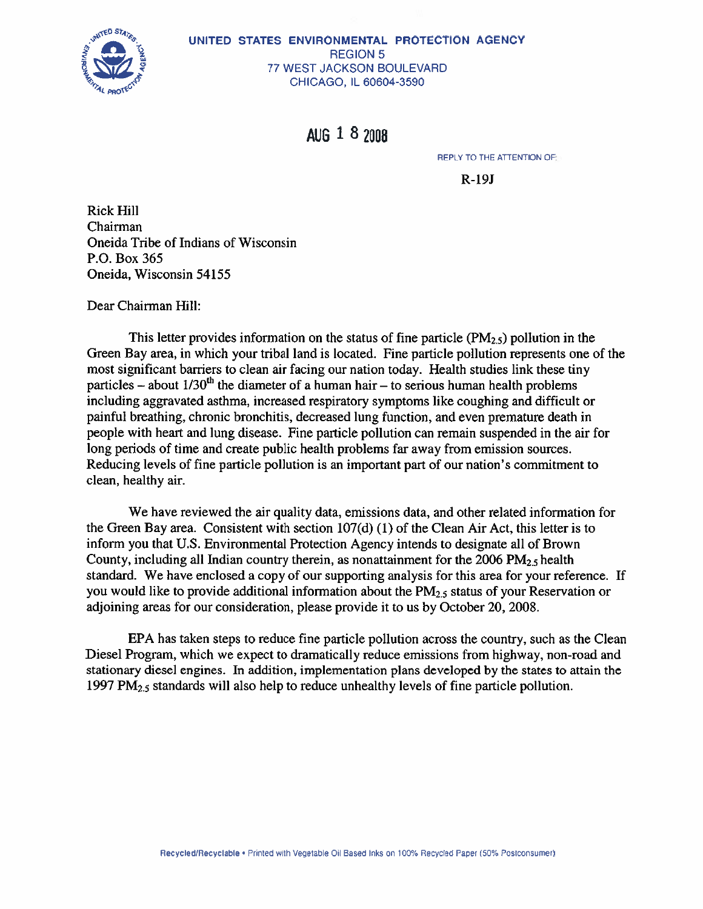UNITED STATES ENVIRONMENTAL PROTECTION AGENCY
REGION 5
77 WEST JACKSON BOULEVARD
CHICAGO, IL 60604-3590

AUG 1 8 2008

REPLY TO THE ATTENTION OF:

R-19J

Rick Hill
Chairman
Oneida Tribe of Indians of Wisconsin
P.O. Box 365
Oneida, Wisconsin 54155

Dear Chairman Hill:

This letter provides information on the status of fine particle ($PM_{2.5}$) pollution in the Green Bay area, in which your tribal land is located. Fine particle pollution represents one of the most significant barriers to clean air facing our nation today. Health studies link these tiny particles – about 1/30th the diameter of a human hair – to serious human health problems including aggravated asthma, increased respiratory symptoms like coughing and difficult or painful breathing, chronic bronchitis, decreased lung function, and even premature death in people with heart and lung disease. Fine particle pollution can remain suspended in the air for long periods of time and create public health problems far away from emission sources. Reducing levels of fine particle pollution is an important part of our nation's commitment to clean, healthy air.

We have reviewed the air quality data, emissions data, and other related information for the Green Bay area. Consistent with section 107(d) (1) of the Clean Air Act, this letter is to inform you that U.S. Environmental Protection Agency intends to designate all of Brown County, including all Indian country therein, as nonattainment for the 2006 $PM_{2.5}$ health standard. We have enclosed a copy of our supporting analysis for this area for your reference. If you would like to provide additional information about the $PM_{2.5}$ status of your Reservation or adjoining areas for our consideration, please provide it to us by October 20, 2008.

EPA has taken steps to reduce fine particle pollution across the country, such as the Clean Diesel Program, which we expect to dramatically reduce emissions from highway, non-road and stationary diesel engines. In addition, implementation plans developed by the states to attain the 1997 $PM_{2.5}$ standards will also help to reduce unhealthy levels of fine particle pollution.

Recycled/Recyclable • Printed with Vegetable Oil Based Inks on 100% Recycled Paper (50% Postconsumer)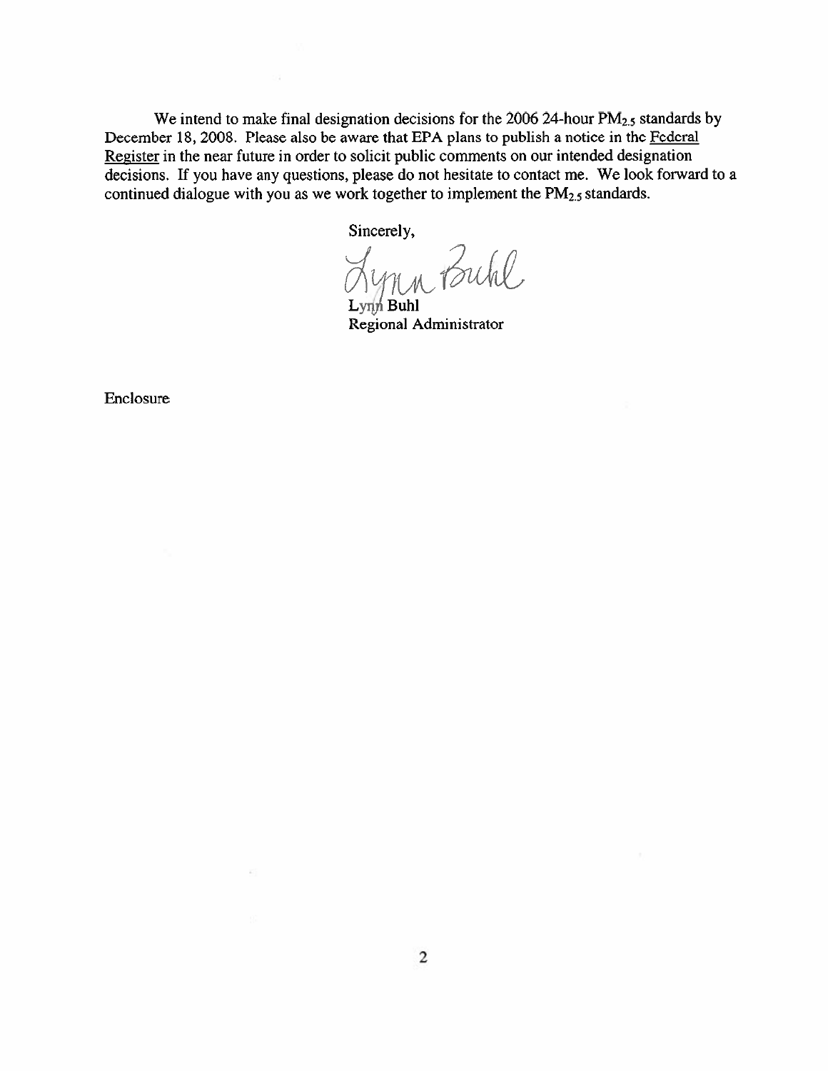We intend to make final designation decisions for the 2006 24-hour $PM_{2.5}$ standards by December 18, 2008. Please also be aware that EPA plans to publish a notice in the Federal Register in the near future in order to solicit public comments on our intended designation decisions. If you have any questions, please do not hesitate to contact me. We look forward to a continued dialogue with you as we work together to implement the $PM_{2.5}$ standards.

Sincerely,

Lynn Buhl
Regional Administrator

Enclosure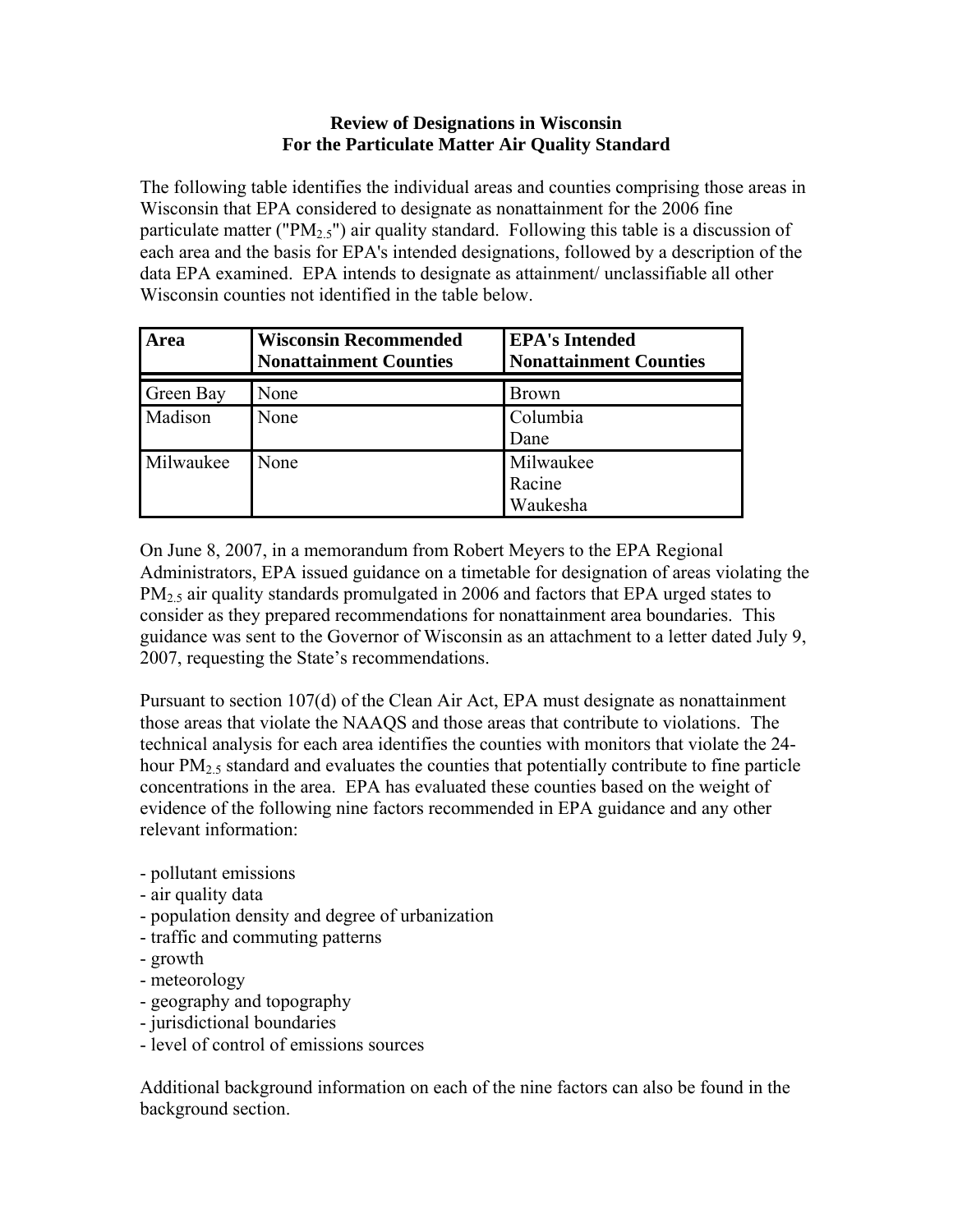**Review of Designations in Wisconsin**
**For the Particulate Matter Air Quality Standard**

The following table identifies the individual areas and counties comprising those areas in Wisconsin that EPA considered to designate as nonattainment for the 2006 fine particulate matter ("$PM_{2.5}$") air quality standard. Following this table is a discussion of each area and the basis for EPA's intended designations, followed by a description of the data EPA examined. EPA intends to designate as attainment/ unclassifiable all other Wisconsin counties not identified in the table below.

| Area | Wisconsin Recommended Nonattainment Counties | EPA's Intended Nonattainment Counties |
|---|---|---|
| Green Bay | None | Brown |
| Madison | None | Columbia<br>Dane |
| Milwaukee | None | Milwaukee<br>Racine<br>Waukesha |

On June 8, 2007, in a memorandum from Robert Meyers to the EPA Regional Administrators, EPA issued guidance on a timetable for designation of areas violating the $PM_{2.5}$ air quality standards promulgated in 2006 and factors that EPA urged states to consider as they prepared recommendations for nonattainment area boundaries. This guidance was sent to the Governor of Wisconsin as an attachment to a letter dated July 9, 2007, requesting the State's recommendations.

Pursuant to section 107(d) of the Clean Air Act, EPA must designate as nonattainment those areas that violate the NAAQS and those areas that contribute to violations. The technical analysis for each area identifies the counties with monitors that violate the 24-hour $PM_{2.5}$ standard and evaluates the counties that potentially contribute to fine particle concentrations in the area. EPA has evaluated these counties based on the weight of evidence of the following nine factors recommended in EPA guidance and any other relevant information:

- pollutant emissions
- air quality data
- population density and degree of urbanization
- traffic and commuting patterns
- growth
- meteorology
- geography and topography
- jurisdictional boundaries
- level of control of emissions sources

Additional background information on each of the nine factors can also be found in the background section.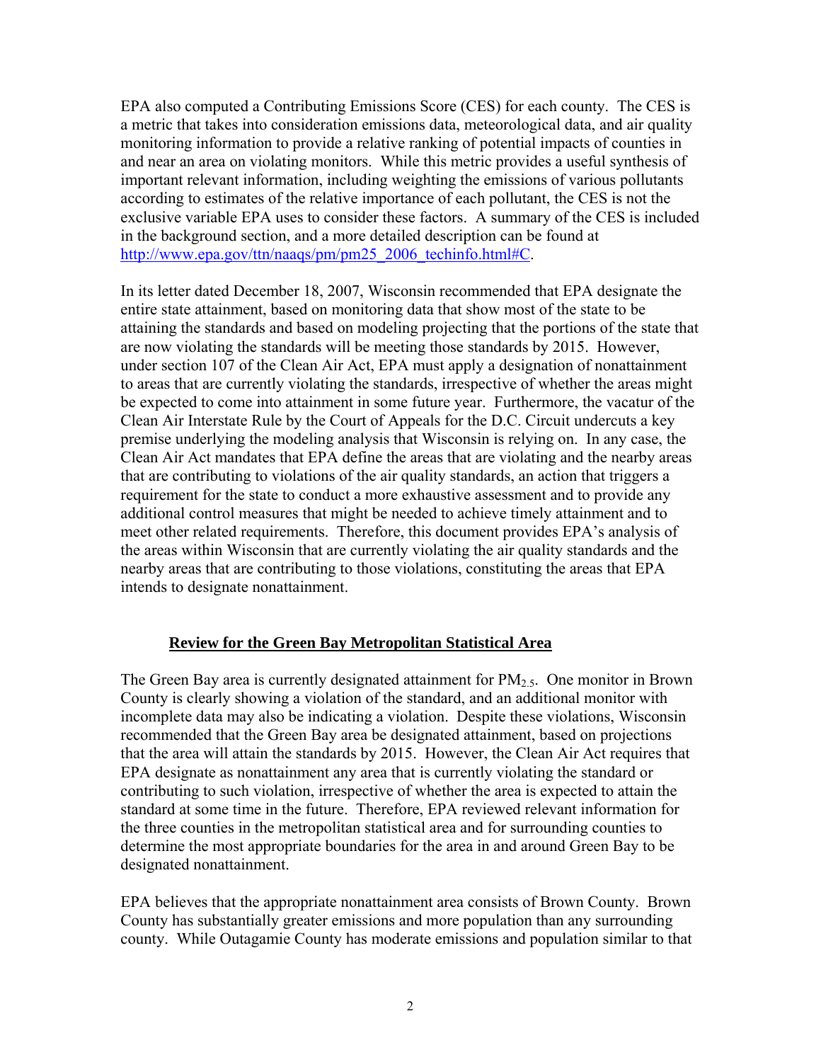EPA also computed a Contributing Emissions Score (CES) for each county. The CES is a metric that takes into consideration emissions data, meteorological data, and air quality monitoring information to provide a relative ranking of potential impacts of counties in and near an area on violating monitors. While this metric provides a useful synthesis of important relevant information, including weighting the emissions of various pollutants according to estimates of the relative importance of each pollutant, the CES is not the exclusive variable EPA uses to consider these factors. A summary of the CES is included in the background section, and a more detailed description can be found at http://www.epa.gov/ttn/naaqs/pm/pm25_2006_techinfo.html#C.

In its letter dated December 18, 2007, Wisconsin recommended that EPA designate the entire state attainment, based on monitoring data that show most of the state to be attaining the standards and based on modeling projecting that the portions of the state that are now violating the standards will be meeting those standards by 2015. However, under section 107 of the Clean Air Act, EPA must apply a designation of nonattainment to areas that are currently violating the standards, irrespective of whether the areas might be expected to come into attainment in some future year. Furthermore, the vacatur of the Clean Air Interstate Rule by the Court of Appeals for the D.C. Circuit undercuts a key premise underlying the modeling analysis that Wisconsin is relying on. In any case, the Clean Air Act mandates that EPA define the areas that are violating and the nearby areas that are contributing to violations of the air quality standards, an action that triggers a requirement for the state to conduct a more exhaustive assessment and to provide any additional control measures that might be needed to achieve timely attainment and to meet other related requirements. Therefore, this document provides EPA's analysis of the areas within Wisconsin that are currently violating the air quality standards and the nearby areas that are contributing to those violations, constituting the areas that EPA intends to designate nonattainment.

## Review for the Green Bay Metropolitan Statistical Area

The Green Bay area is currently designated attainment for $PM_{2.5}$. One monitor in Brown County is clearly showing a violation of the standard, and an additional monitor with incomplete data may also be indicating a violation. Despite these violations, Wisconsin recommended that the Green Bay area be designated attainment, based on projections that the area will attain the standards by 2015. However, the Clean Air Act requires that EPA designate as nonattainment any area that is currently violating the standard or contributing to such violation, irrespective of whether the area is expected to attain the standard at some time in the future. Therefore, EPA reviewed relevant information for the three counties in the metropolitan statistical area and for surrounding counties to determine the most appropriate boundaries for the area in and around Green Bay to be designated nonattainment.

EPA believes that the appropriate nonattainment area consists of Brown County. Brown County has substantially greater emissions and more population than any surrounding county. While Outagamie County has moderate emissions and population similar to that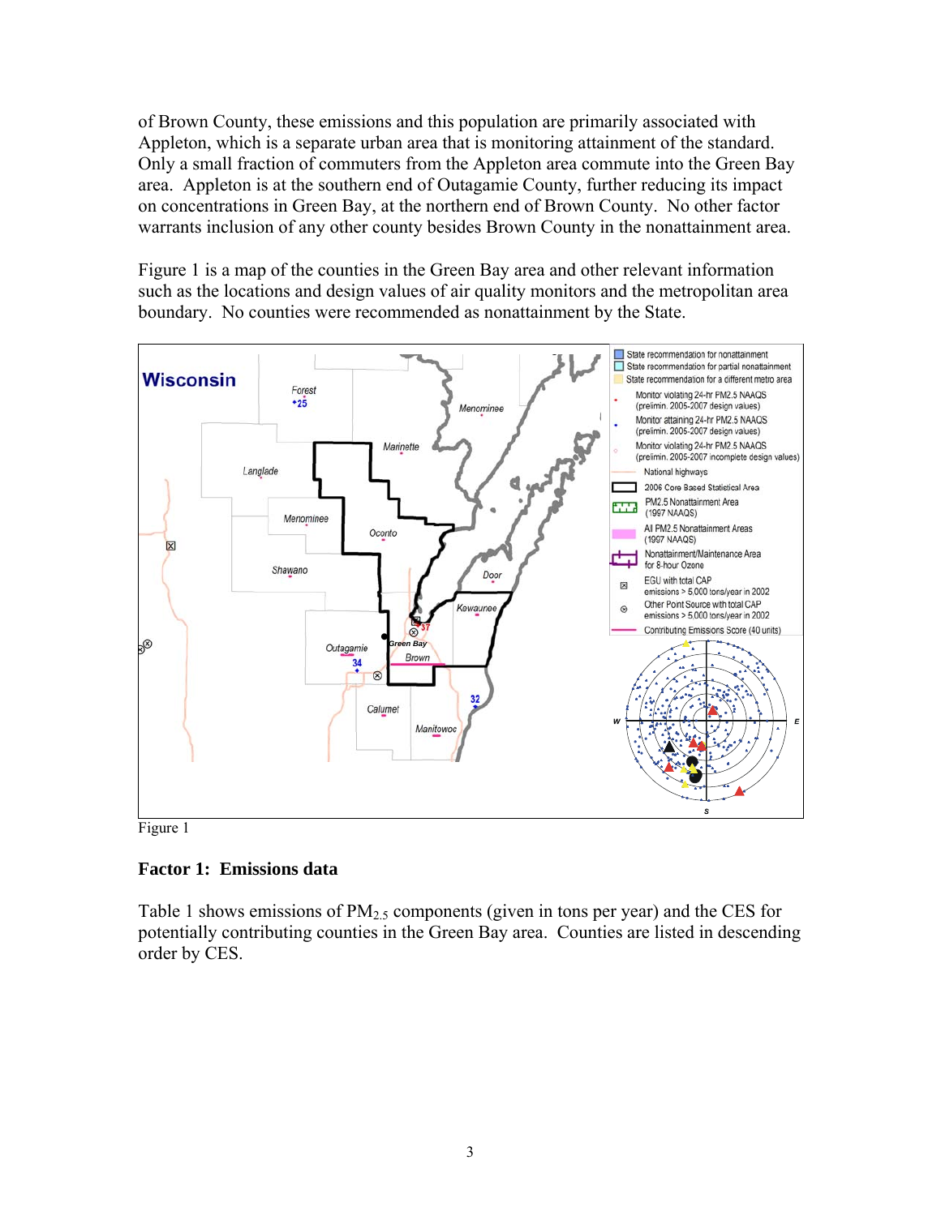of Brown County, these emissions and this population are primarily associated with Appleton, which is a separate urban area that is monitoring attainment of the standard. Only a small fraction of commuters from the Appleton area commute into the Green Bay area. Appleton is at the southern end of Outagamie County, further reducing its impact on concentrations in Green Bay, at the northern end of Brown County. No other factor warrants inclusion of any other county besides Brown County in the nonattainment area.

Figure 1 is a map of the counties in the Green Bay area and other relevant information such as the locations and design values of air quality monitors and the metropolitan area boundary. No counties were recommended as nonattainment by the State.

Figure 1

### Factor 1: Emissions data

Table 1 shows emissions of $PM_{2.5}$ components (given in tons per year) and the CES for potentially contributing counties in the Green Bay area. Counties are listed in descending order by CES.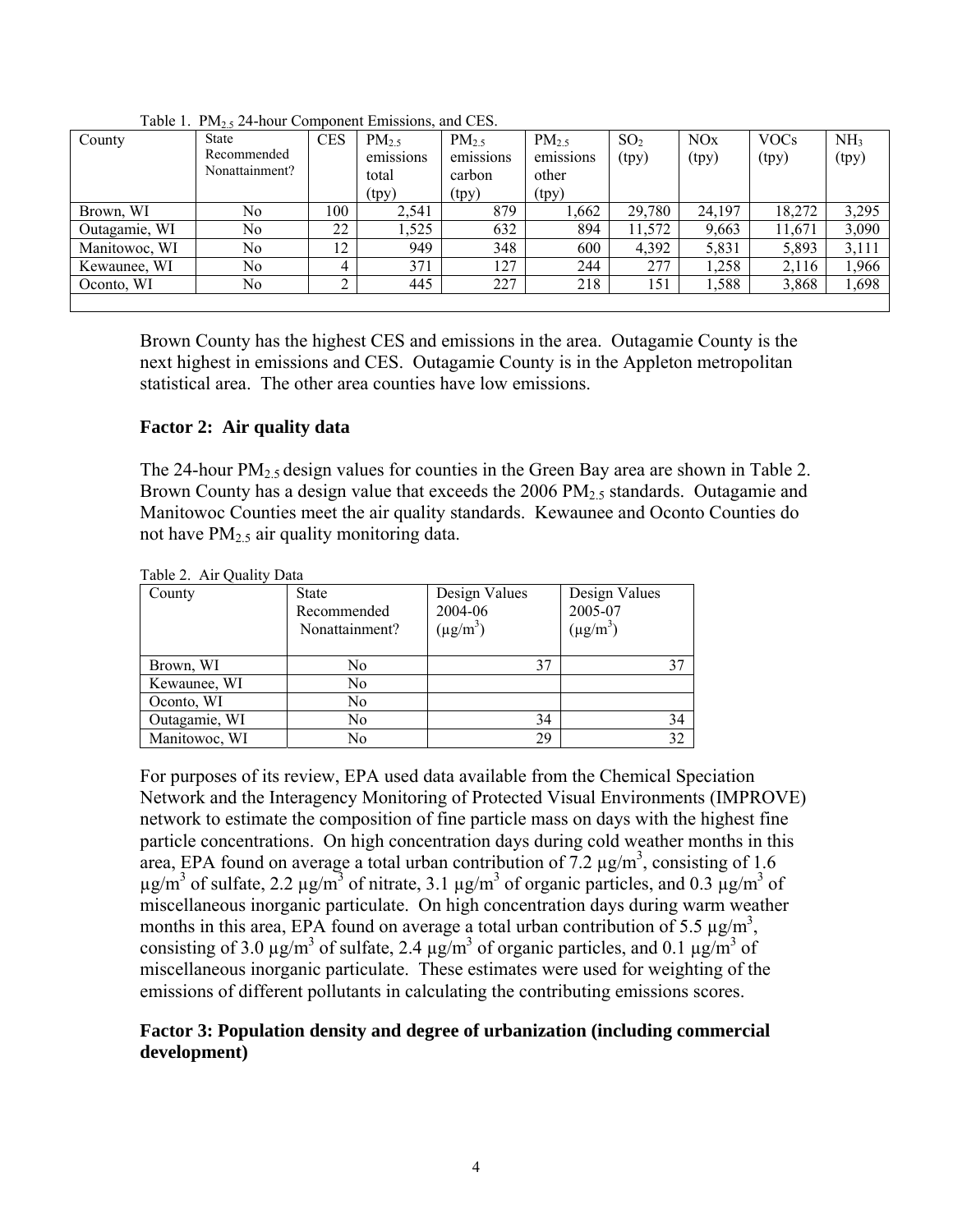Table 1. $PM_{2.5}$ 24-hour Component Emissions, and CES.

| County | State Recommended Nonattainment? | CES | $PM_{2.5}$ emissions total (tpy) | $PM_{2.5}$ emissions carbon (tpy) | $PM_{2.5}$ emissions other (tpy) | $SO_2$ (tpy) | NOx (tpy) | VOCs (tpy) | $NH_3$ (tpy) |
|---|---|---|---|---|---|---|---|---|---|
| Brown, WI | No | 100 | 2,541 | 879 | 1,662 | 29,780 | 24,197 | 18,272 | 3,295 |
| Outagamie, WI | No | 22 | 1,525 | 632 | 894 | 11,572 | 9,663 | 11,671 | 3,090 |
| Manitowoc, WI | No | 12 | 949 | 348 | 600 | 4,392 | 5,831 | 5,893 | 3,111 |
| Kewaunee, WI | No | 4 | 371 | 127 | 244 | 277 | 1,258 | 2,116 | 1,966 |
| Oconto, WI | No | 2 | 445 | 227 | 218 | 151 | 1,588 | 3,868 | 1,698 |

Brown County has the highest CES and emissions in the area. Outagamie County is the next highest in emissions and CES. Outagamie County is in the Appleton metropolitan statistical area. The other area counties have low emissions.

### Factor 2: Air quality data

The 24-hour $PM_{2.5}$ design values for counties in the Green Bay area are shown in Table 2. Brown County has a design value that exceeds the 2006 $PM_{2.5}$ standards. Outagamie and Manitowoc Counties meet the air quality standards. Kewaunee and Oconto Counties do not have $PM_{2.5}$ air quality monitoring data.

Table 2. Air Quality Data

| County | State Recommended Nonattainment? | Design Values 2004-06 ($\mu g/m^3$) | Design Values 2005-07 ($\mu g/m^3$) |
|---|---|---|---|
| Brown, WI | No | 37 | 37 |
| Kewaunee, WI | No | | |
| Oconto, WI | No | | |
| Outagamie, WI | No | 34 | 34 |
| Manitowoc, WI | No | 29 | 32 |

For purposes of its review, EPA used data available from the Chemical Speciation Network and the Interagency Monitoring of Protected Visual Environments (IMPROVE) network to estimate the composition of fine particle mass on days with the highest fine particle concentrations. On high concentration days during cold weather months in this area, EPA found on average a total urban contribution of 7.2 $\mu g/m^3$, consisting of 1.6 $\mu g/m^3$ of sulfate, 2.2 $\mu g/m^3$ of nitrate, 3.1 $\mu g/m^3$ of organic particles, and 0.3 $\mu g/m^3$ of miscellaneous inorganic particulate. On high concentration days during warm weather months in this area, EPA found on average a total urban contribution of 5.5 $\mu g/m^3$, consisting of 3.0 $\mu g/m^3$ of sulfate, 2.4 $\mu g/m^3$ of organic particles, and 0.1 $\mu g/m^3$ of miscellaneous inorganic particulate. These estimates were used for weighting of the emissions of different pollutants in calculating the contributing emissions scores.

### Factor 3: Population density and degree of urbanization (including commercial development)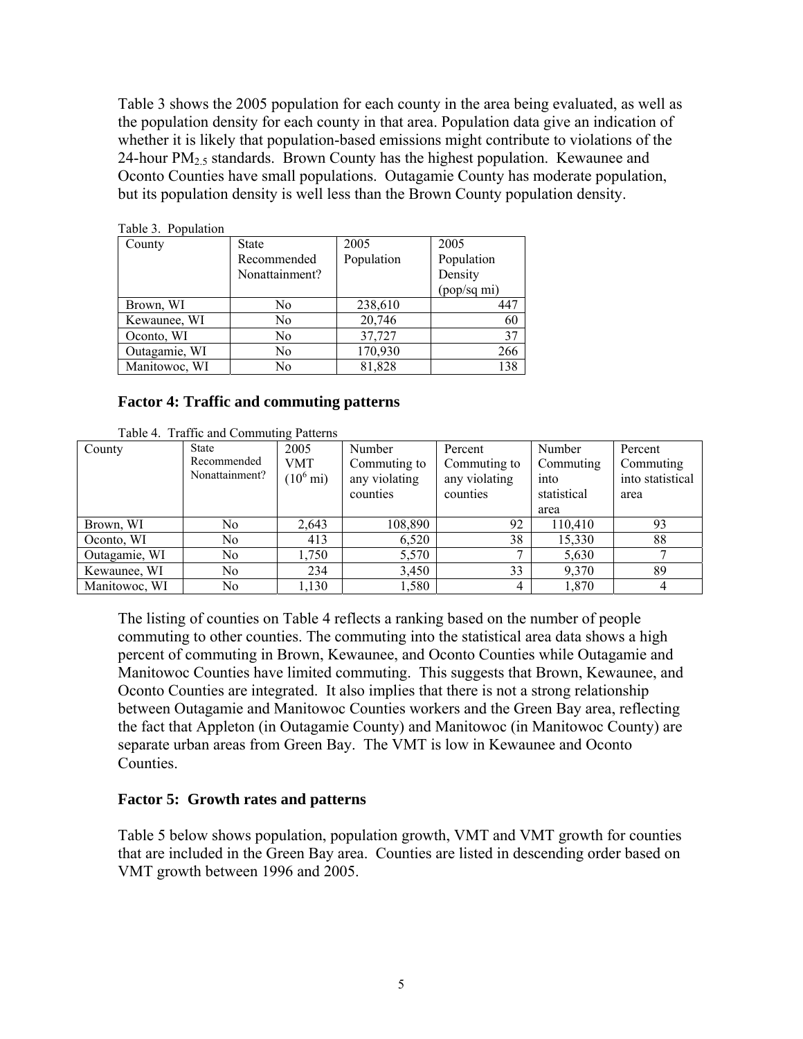Table 3 shows the 2005 population for each county in the area being evaluated, as well as the population density for each county in that area. Population data give an indication of whether it is likely that population-based emissions might contribute to violations of the 24-hour $PM_{2.5}$ standards. Brown County has the highest population. Kewaunee and Oconto Counties have small populations. Outagamie County has moderate population, but its population density is well less than the Brown County population density.

Table 3. Population

| County | State Recommended Nonattainment? | 2005 Population | 2005 Population Density (pop/sq mi) |
|---|---|---|---|
| Brown, WI | No | 238,610 | 447 |
| Kewaunee, WI | No | 20,746 | 60 |
| Oconto, WI | No | 37,727 | 37 |
| Outagamie, WI | No | 170,930 | 266 |
| Manitowoc, WI | No | 81,828 | 138 |

### Factor 4: Traffic and commuting patterns

Table 4. Traffic and Commuting Patterns

| County | State Recommended Nonattainment? | 2005 VMT ($10^6$ mi) | Number Commuting to any violating counties | Percent Commuting to any violating counties | Number Commuting into statistical area | Percent Commuting into statistical area |
|---|---|---|---|---|---|---|
| Brown, WI | No | 2,643 | 108,890 | 92 | 110,410 | 93 |
| Oconto, WI | No | 413 | 6,520 | 38 | 15,330 | 88 |
| Outagamie, WI | No | 1,750 | 5,570 | 7 | 5,630 | 7 |
| Kewaunee, WI | No | 234 | 3,450 | 33 | 9,370 | 89 |
| Manitowoc, WI | No | 1,130 | 1,580 | 4 | 1,870 | 4 |

The listing of counties on Table 4 reflects a ranking based on the number of people commuting to other counties. The commuting into the statistical area data shows a high percent of commuting in Brown, Kewaunee, and Oconto Counties while Outagamie and Manitowoc Counties have limited commuting. This suggests that Brown, Kewaunee, and Oconto Counties are integrated. It also implies that there is not a strong relationship between Outagamie and Manitowoc Counties workers and the Green Bay area, reflecting the fact that Appleton (in Outagamie County) and Manitowoc (in Manitowoc County) are separate urban areas from Green Bay. The VMT is low in Kewaunee and Oconto Counties.

### Factor 5: Growth rates and patterns

Table 5 below shows population, population growth, VMT and VMT growth for counties that are included in the Green Bay area. Counties are listed in descending order based on VMT growth between 1996 and 2005.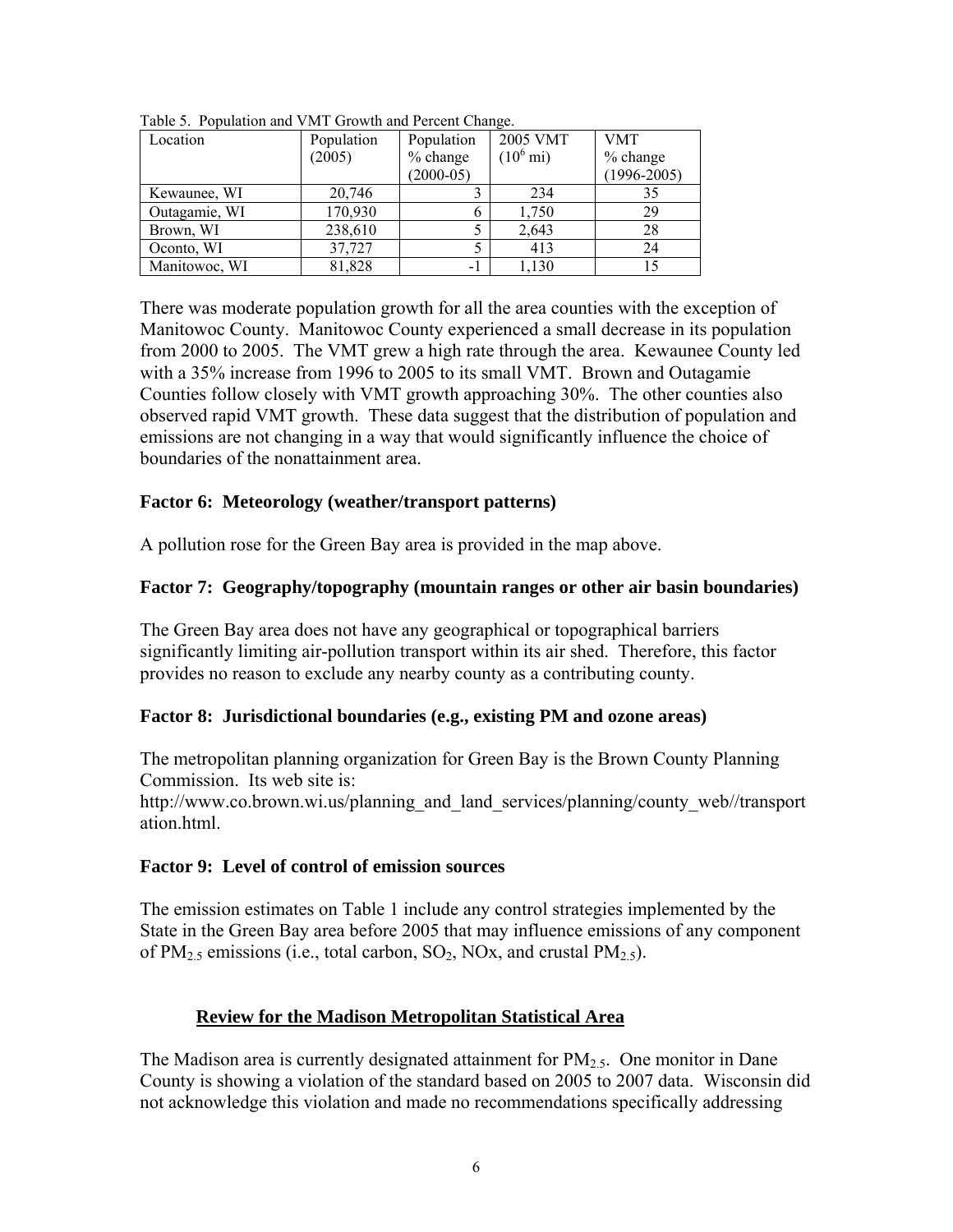Table 5. Population and VMT Growth and Percent Change.

| Location | Population (2005) | Population % change (2000-05) | 2005 VMT ($10^6$ mi) | VMT % change (1996-2005) |
|---|---|---|---|---|
| Kewaunee, WI | 20,746 | 3 | 234 | 35 |
| Outagamie, WI | 170,930 | 6 | 1,750 | 29 |
| Brown, WI | 238,610 | 5 | 2,643 | 28 |
| Oconto, WI | 37,727 | 5 | 413 | 24 |
| Manitowoc, WI | 81,828 | -1 | 1,130 | 15 |

There was moderate population growth for all the area counties with the exception of Manitowoc County. Manitowoc County experienced a small decrease in its population from 2000 to 2005. The VMT grew a high rate through the area. Kewaunee County led with a 35% increase from 1996 to 2005 to its small VMT. Brown and Outagamie Counties follow closely with VMT growth approaching 30%. The other counties also observed rapid VMT growth. These data suggest that the distribution of population and emissions are not changing in a way that would significantly influence the choice of boundaries of the nonattainment area.

### Factor 6: Meteorology (weather/transport patterns)

A pollution rose for the Green Bay area is provided in the map above.

### Factor 7: Geography/topography (mountain ranges or other air basin boundaries)

The Green Bay area does not have any geographical or topographical barriers significantly limiting air-pollution transport within its air shed. Therefore, this factor provides no reason to exclude any nearby county as a contributing county.

### Factor 8: Jurisdictional boundaries (e.g., existing PM and ozone areas)

The metropolitan planning organization for Green Bay is the Brown County Planning Commission. Its web site is:
http://www.co.brown.wi.us/planning_and_land_services/planning/county_web//transportation.html.

### Factor 9: Level of control of emission sources

The emission estimates on Table 1 include any control strategies implemented by the State in the Green Bay area before 2005 that may influence emissions of any component of $PM_{2.5}$ emissions (i.e., total carbon, $SO_2$, NOx, and crustal $PM_{2.5}$).

## Review for the Madison Metropolitan Statistical Area

The Madison area is currently designated attainment for $PM_{2.5}$. One monitor in Dane County is showing a violation of the standard based on 2005 to 2007 data. Wisconsin did not acknowledge this violation and made no recommendations specifically addressing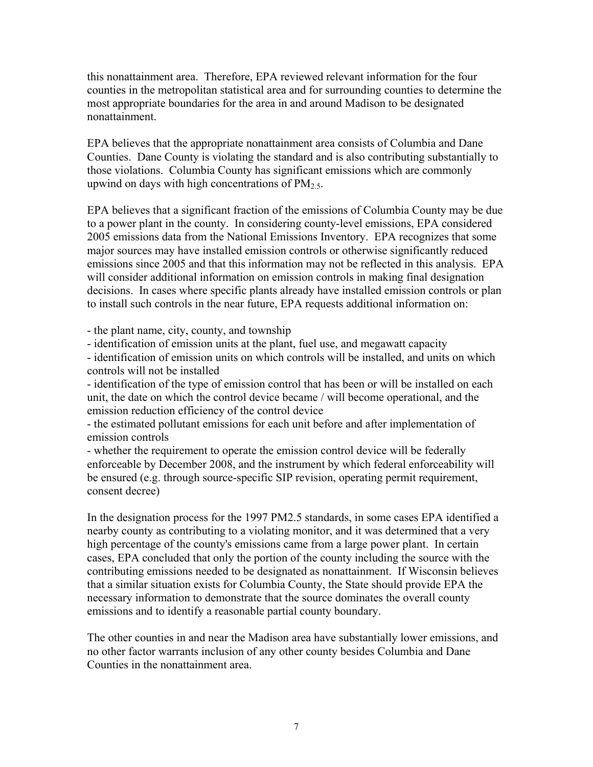this nonattainment area. Therefore, EPA reviewed relevant information for the four counties in the metropolitan statistical area and for surrounding counties to determine the most appropriate boundaries for the area in and around Madison to be designated nonattainment.

EPA believes that the appropriate nonattainment area consists of Columbia and Dane Counties. Dane County is violating the standard and is also contributing substantially to those violations. Columbia County has significant emissions which are commonly upwind on days with high concentrations of $PM_{2.5}$.

EPA believes that a significant fraction of the emissions of Columbia County may be due to a power plant in the county. In considering county-level emissions, EPA considered 2005 emissions data from the National Emissions Inventory. EPA recognizes that some major sources may have installed emission controls or otherwise significantly reduced emissions since 2005 and that this information may not be reflected in this analysis. EPA will consider additional information on emission controls in making final designation decisions. In cases where specific plants already have installed emission controls or plan to install such controls in the near future, EPA requests additional information on:

- the plant name, city, county, and township
- identification of emission units at the plant, fuel use, and megawatt capacity
- identification of emission units on which controls will be installed, and units on which controls will not be installed
- identification of the type of emission control that has been or will be installed on each unit, the date on which the control device became / will become operational, and the emission reduction efficiency of the control device
- the estimated pollutant emissions for each unit before and after implementation of emission controls
- whether the requirement to operate the emission control device will be federally enforceable by December 2008, and the instrument by which federal enforceability will be ensured (e.g. through source-specific SIP revision, operating permit requirement, consent decree)

In the designation process for the 1997 PM2.5 standards, in some cases EPA identified a nearby county as contributing to a violating monitor, and it was determined that a very high percentage of the county's emissions came from a large power plant. In certain cases, EPA concluded that only the portion of the county including the source with the contributing emissions needed to be designated as nonattainment. If Wisconsin believes that a similar situation exists for Columbia County, the State should provide EPA the necessary information to demonstrate that the source dominates the overall county emissions and to identify a reasonable partial county boundary.

The other counties in and near the Madison area have substantially lower emissions, and no other factor warrants inclusion of any other county besides Columbia and Dane Counties in the nonattainment area.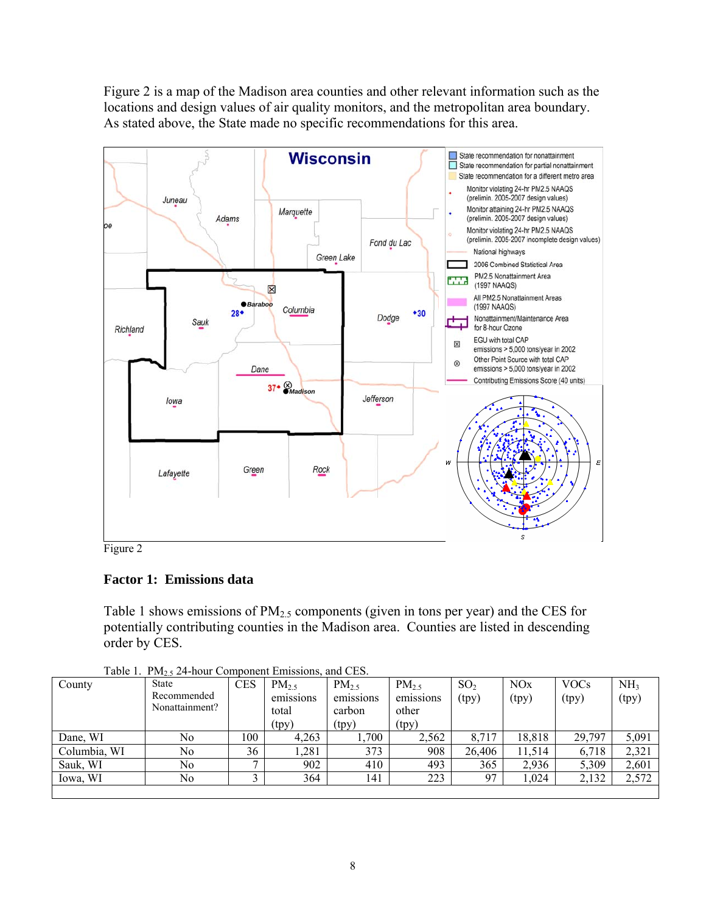Figure 2 is a map of the Madison area counties and other relevant information such as the locations and design values of air quality monitors, and the metropolitan area boundary. As stated above, the State made no specific recommendations for this area.

Figure 2

### Factor 1: Emissions data

Table 1 shows emissions of $PM_{2.5}$ components (given in tons per year) and the CES for potentially contributing counties in the Madison area. Counties are listed in descending order by CES.

Table 1. $PM_{2.5}$ 24-hour Component Emissions, and CES.

| County | State Recommended Nonattainment? | CES | $PM_{2.5}$ emissions total (tpy) | $PM_{2.5}$ emissions carbon (tpy) | $PM_{2.5}$ emissions other (tpy) | $SO_2$ (tpy) | NOx (tpy) | VOCs (tpy) | $NH_3$ (tpy) |
|---|---|---|---|---|---|---|---|---|---|
| Dane, WI | No | 100 | 4,263 | 1,700 | 2,562 | 8,717 | 18,818 | 29,797 | 5,091 |
| Columbia, WI | No | 36 | 1,281 | 373 | 908 | 26,406 | 11,514 | 6,718 | 2,321 |
| Sauk, WI | No | 7 | 902 | 410 | 493 | 365 | 2,936 | 5,309 | 2,601 |
| Iowa, WI | No | 3 | 364 | 141 | 223 | 97 | 1,024 | 2,132 | 2,572 |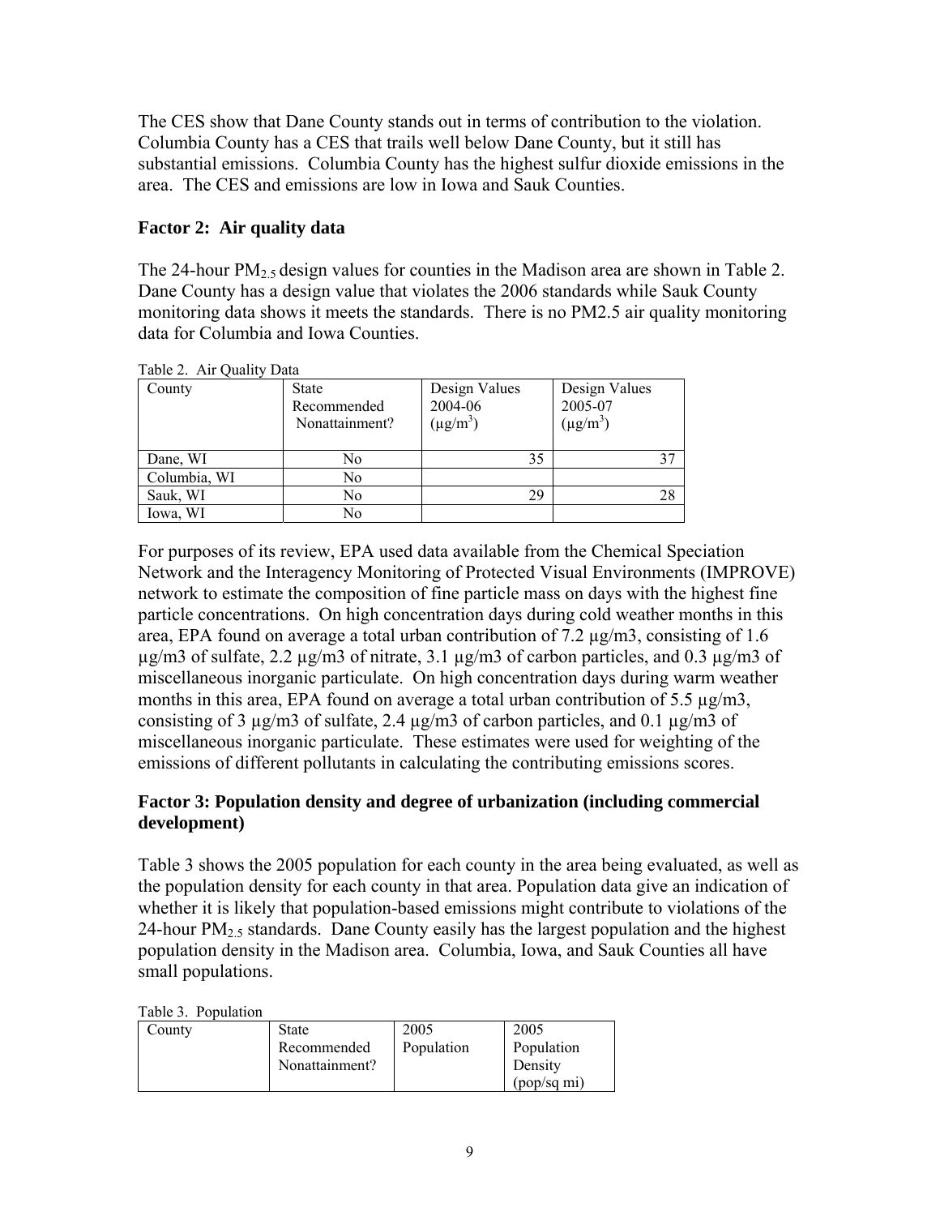The CES show that Dane County stands out in terms of contribution to the violation. Columbia County has a CES that trails well below Dane County, but it still has substantial emissions. Columbia County has the highest sulfur dioxide emissions in the area. The CES and emissions are low in Iowa and Sauk Counties.

### Factor 2: Air quality data

The 24-hour $PM_{2.5}$ design values for counties in the Madison area are shown in Table 2. Dane County has a design value that violates the 2006 standards while Sauk County monitoring data shows it meets the standards. There is no PM2.5 air quality monitoring data for Columbia and Iowa Counties.

Table 2. Air Quality Data

| County | State Recommended Nonattainment? | Design Values 2004-06 ($\mu g/m^3$) | Design Values 2005-07 ($\mu g/m^3$) |
|---|---|---|---|
| Dane, WI | No | 35 | 37 |
| Columbia, WI | No | | |
| Sauk, WI | No | 29 | 28 |
| Iowa, WI | No | | |

For purposes of its review, EPA used data available from the Chemical Speciation Network and the Interagency Monitoring of Protected Visual Environments (IMPROVE) network to estimate the composition of fine particle mass on days with the highest fine particle concentrations. On high concentration days during cold weather months in this area, EPA found on average a total urban contribution of 7.2 µg/m3, consisting of 1.6 µg/m3 of sulfate, 2.2 µg/m3 of nitrate, 3.1 µg/m3 of carbon particles, and 0.3 µg/m3 of miscellaneous inorganic particulate. On high concentration days during warm weather months in this area, EPA found on average a total urban contribution of 5.5 µg/m3, consisting of 3 µg/m3 of sulfate, 2.4 µg/m3 of carbon particles, and 0.1 µg/m3 of miscellaneous inorganic particulate. These estimates were used for weighting of the emissions of different pollutants in calculating the contributing emissions scores.

### Factor 3: Population density and degree of urbanization (including commercial development)

Table 3 shows the 2005 population for each county in the area being evaluated, as well as the population density for each county in that area. Population data give an indication of whether it is likely that population-based emissions might contribute to violations of the 24-hour $PM_{2.5}$ standards. Dane County easily has the largest population and the highest population density in the Madison area. Columbia, Iowa, and Sauk Counties all have small populations.

Table 3. Population

| County | State Recommended Nonattainment? | 2005 Population | 2005 Population Density (pop/sq mi) |
|---|---|---|---|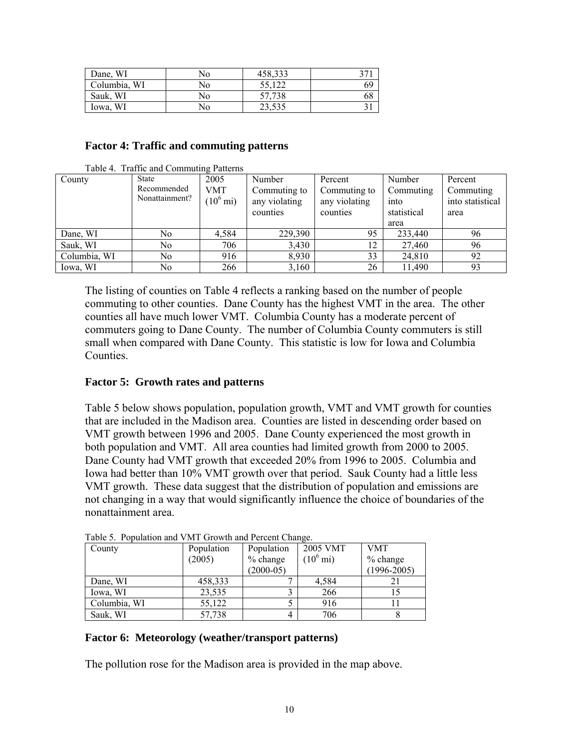| Dane, WI | No | 458,333 | 371 |
|---|---|---|---|
| Columbia, WI | No | 55,122 | 69 |
| Sauk, WI | No | 57,738 | 68 |
| Iowa, WI | No | 23,535 | 31 |

### Factor 4: Traffic and commuting patterns

Table 4. Traffic and Commuting Patterns

| County | State Recommended Nonattainment? | 2005 VMT ($10^6$ mi) | Number Commuting to any violating counties | Percent Commuting to any violating counties | Number Commuting into statistical area | Percent Commuting into statistical area |
|---|---|---|---|---|---|---|
| Dane, WI | No | 4,584 | 229,390 | 95 | 233,440 | 96 |
| Sauk, WI | No | 706 | 3,430 | 12 | 27,460 | 96 |
| Columbia, WI | No | 916 | 8,930 | 33 | 24,810 | 92 |
| Iowa, WI | No | 266 | 3,160 | 26 | 11,490 | 93 |

The listing of counties on Table 4 reflects a ranking based on the number of people commuting to other counties. Dane County has the highest VMT in the area. The other counties all have much lower VMT. Columbia County has a moderate percent of commuters going to Dane County. The number of Columbia County commuters is still small when compared with Dane County. This statistic is low for Iowa and Columbia Counties.

### Factor 5: Growth rates and patterns

Table 5 below shows population, population growth, VMT and VMT growth for counties that are included in the Madison area. Counties are listed in descending order based on VMT growth between 1996 and 2005. Dane County experienced the most growth in both population and VMT. All area counties had limited growth from 2000 to 2005. Dane County had VMT growth that exceeded 20% from 1996 to 2005. Columbia and Iowa had better than 10% VMT growth over that period. Sauk County had a little less VMT growth. These data suggest that the distribution of population and emissions are not changing in a way that would significantly influence the choice of boundaries of the nonattainment area.

Table 5. Population and VMT Growth and Percent Change.

| County | Population (2005) | Population % change (2000-05) | 2005 VMT ($10^6$ mi) | VMT % change (1996-2005) |
|---|---|---|---|---|
| Dane, WI | 458,333 | 7 | 4,584 | 21 |
| Iowa, WI | 23,535 | 3 | 266 | 15 |
| Columbia, WI | 55,122 | 5 | 916 | 11 |
| Sauk, WI | 57,738 | 4 | 706 | 8 |

### Factor 6: Meteorology (weather/transport patterns)

The pollution rose for the Madison area is provided in the map above.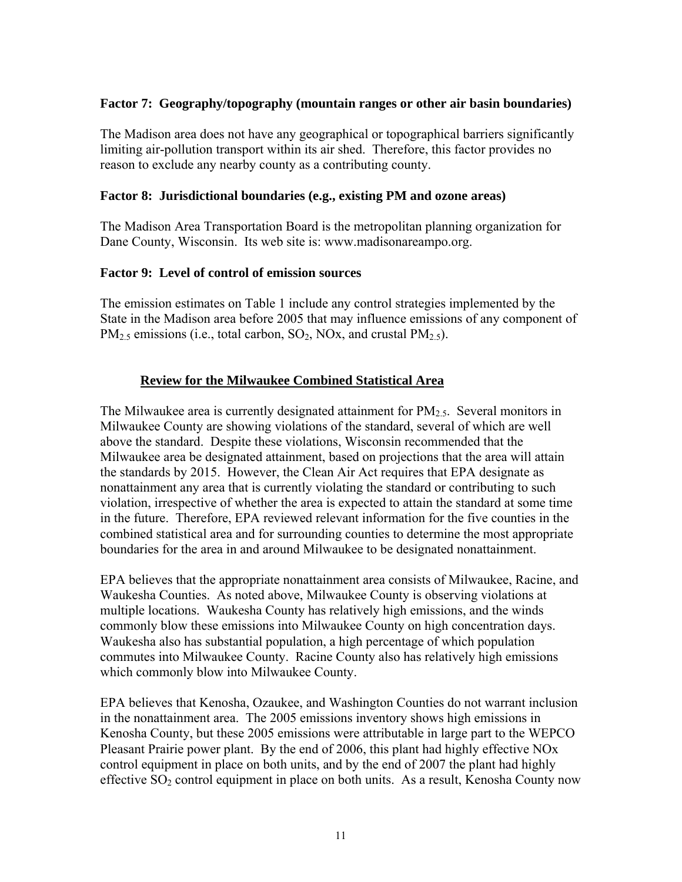### Factor 7: Geography/topography (mountain ranges or other air basin boundaries)

The Madison area does not have any geographical or topographical barriers significantly limiting air-pollution transport within its air shed. Therefore, this factor provides no reason to exclude any nearby county as a contributing county.

### Factor 8: Jurisdictional boundaries (e.g., existing PM and ozone areas)

The Madison Area Transportation Board is the metropolitan planning organization for Dane County, Wisconsin. Its web site is: www.madisonareampo.org.

### Factor 9: Level of control of emission sources

The emission estimates on Table 1 include any control strategies implemented by the State in the Madison area before 2005 that may influence emissions of any component of $PM_{2.5}$ emissions (i.e., total carbon, $SO_2$, NOx, and crustal $PM_{2.5}$).

## Review for the Milwaukee Combined Statistical Area

The Milwaukee area is currently designated attainment for $PM_{2.5}$. Several monitors in Milwaukee County are showing violations of the standard, several of which are well above the standard. Despite these violations, Wisconsin recommended that the Milwaukee area be designated attainment, based on projections that the area will attain the standards by 2015. However, the Clean Air Act requires that EPA designate as nonattainment any area that is currently violating the standard or contributing to such violation, irrespective of whether the area is expected to attain the standard at some time in the future. Therefore, EPA reviewed relevant information for the five counties in the combined statistical area and for surrounding counties to determine the most appropriate boundaries for the area in and around Milwaukee to be designated nonattainment.

EPA believes that the appropriate nonattainment area consists of Milwaukee, Racine, and Waukesha Counties. As noted above, Milwaukee County is observing violations at multiple locations. Waukesha County has relatively high emissions, and the winds commonly blow these emissions into Milwaukee County on high concentration days. Waukesha also has substantial population, a high percentage of which population commutes into Milwaukee County. Racine County also has relatively high emissions which commonly blow into Milwaukee County.

EPA believes that Kenosha, Ozaukee, and Washington Counties do not warrant inclusion in the nonattainment area. The 2005 emissions inventory shows high emissions in Kenosha County, but these 2005 emissions were attributable in large part to the WEPCO Pleasant Prairie power plant. By the end of 2006, this plant had highly effective NOx control equipment in place on both units, and by the end of 2007 the plant had highly effective $SO_2$ control equipment in place on both units. As a result, Kenosha County now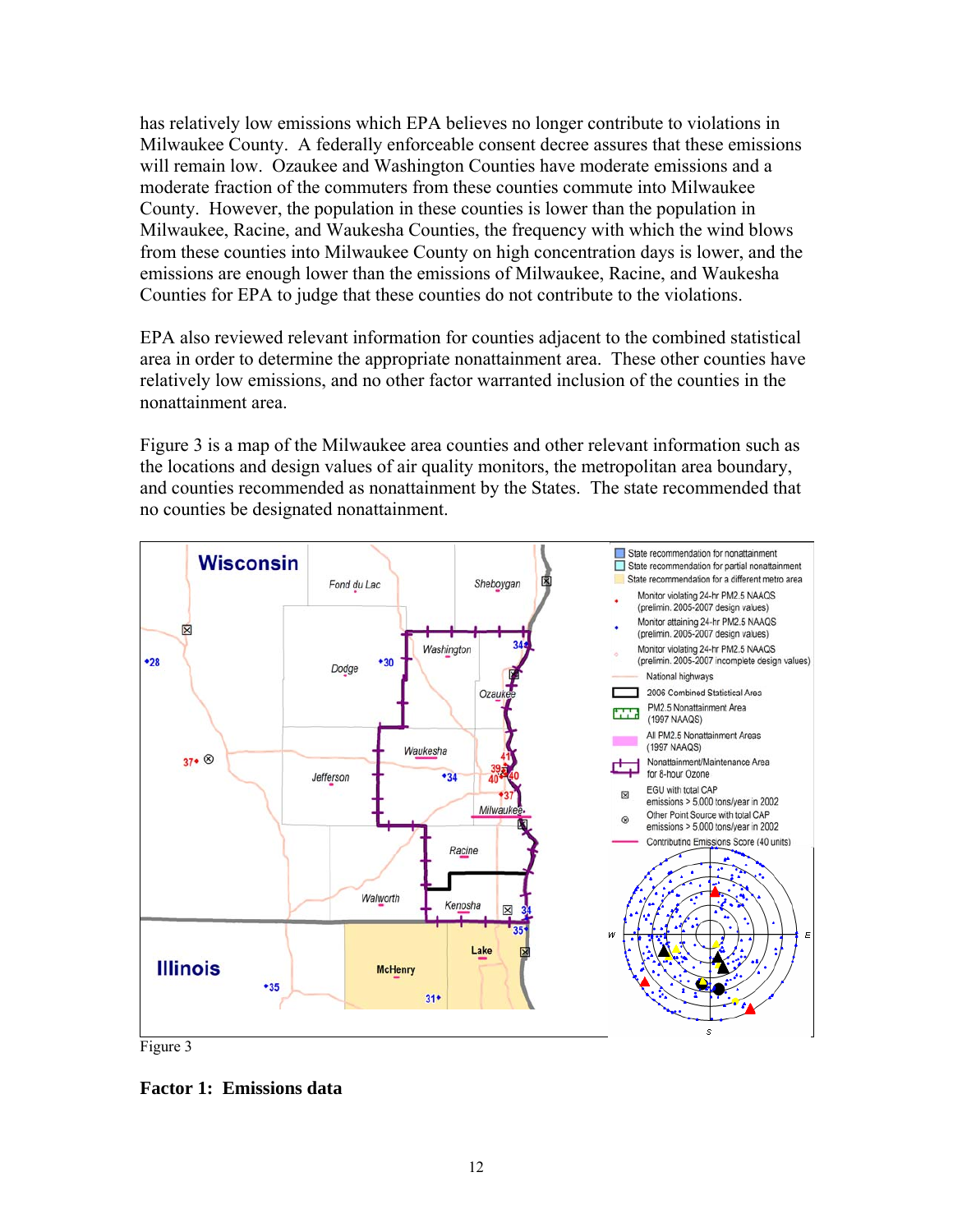has relatively low emissions which EPA believes no longer contribute to violations in Milwaukee County. A federally enforceable consent decree assures that these emissions will remain low. Ozaukee and Washington Counties have moderate emissions and a moderate fraction of the commuters from these counties commute into Milwaukee County. However, the population in these counties is lower than the population in Milwaukee, Racine, and Waukesha Counties, the frequency with which the wind blows from these counties into Milwaukee County on high concentration days is lower, and the emissions are enough lower than the emissions of Milwaukee, Racine, and Waukesha Counties for EPA to judge that these counties do not contribute to the violations.

EPA also reviewed relevant information for counties adjacent to the combined statistical area in order to determine the appropriate nonattainment area. These other counties have relatively low emissions, and no other factor warranted inclusion of the counties in the nonattainment area.

Figure 3 is a map of the Milwaukee area counties and other relevant information such as the locations and design values of air quality monitors, the metropolitan area boundary, and counties recommended as nonattainment by the States. The state recommended that no counties be designated nonattainment.

Figure 3

## Factor 1: Emissions data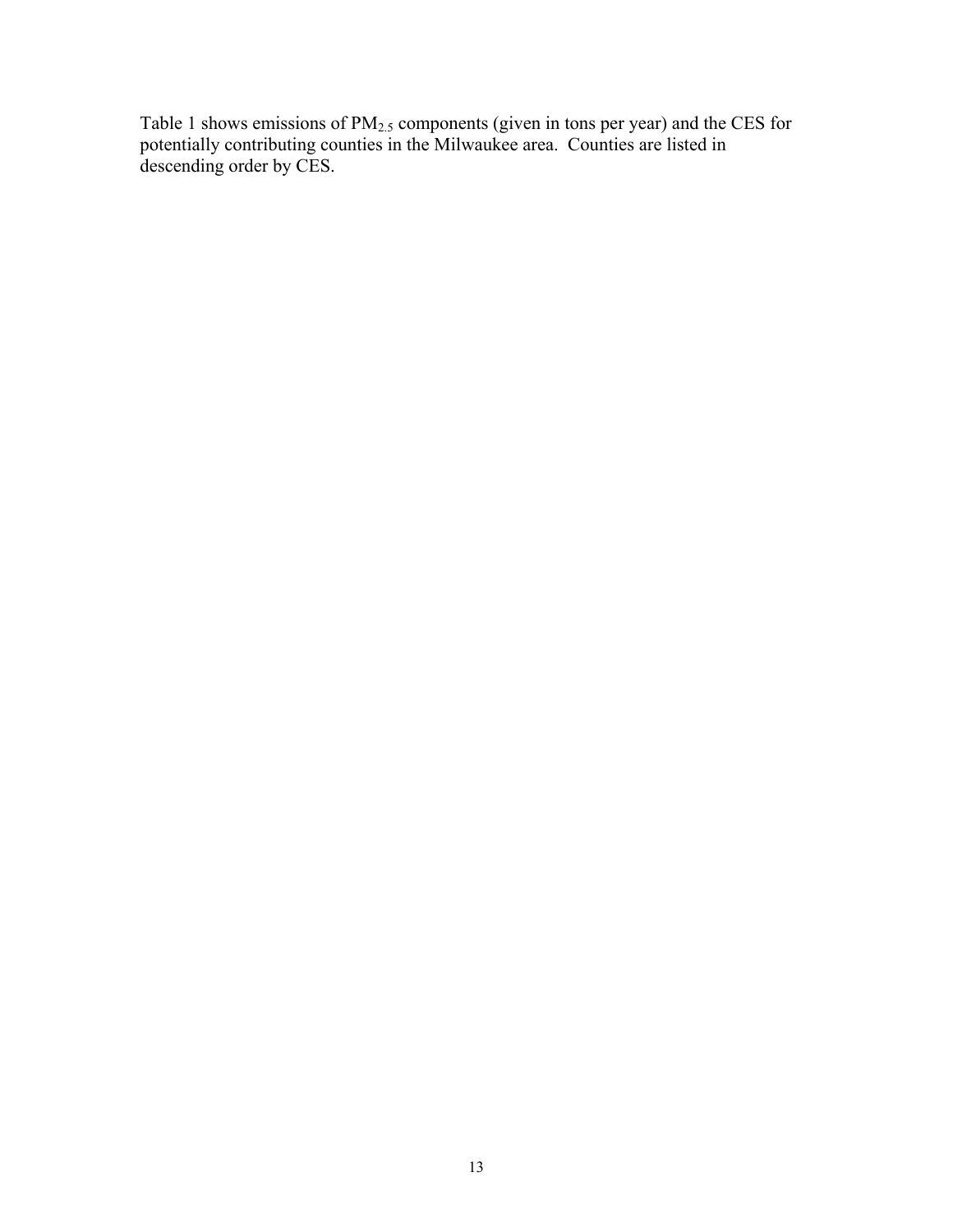Table 1 shows emissions of $PM_{2.5}$ components (given in tons per year) and the CES for potentially contributing counties in the Milwaukee area. Counties are listed in descending order by CES.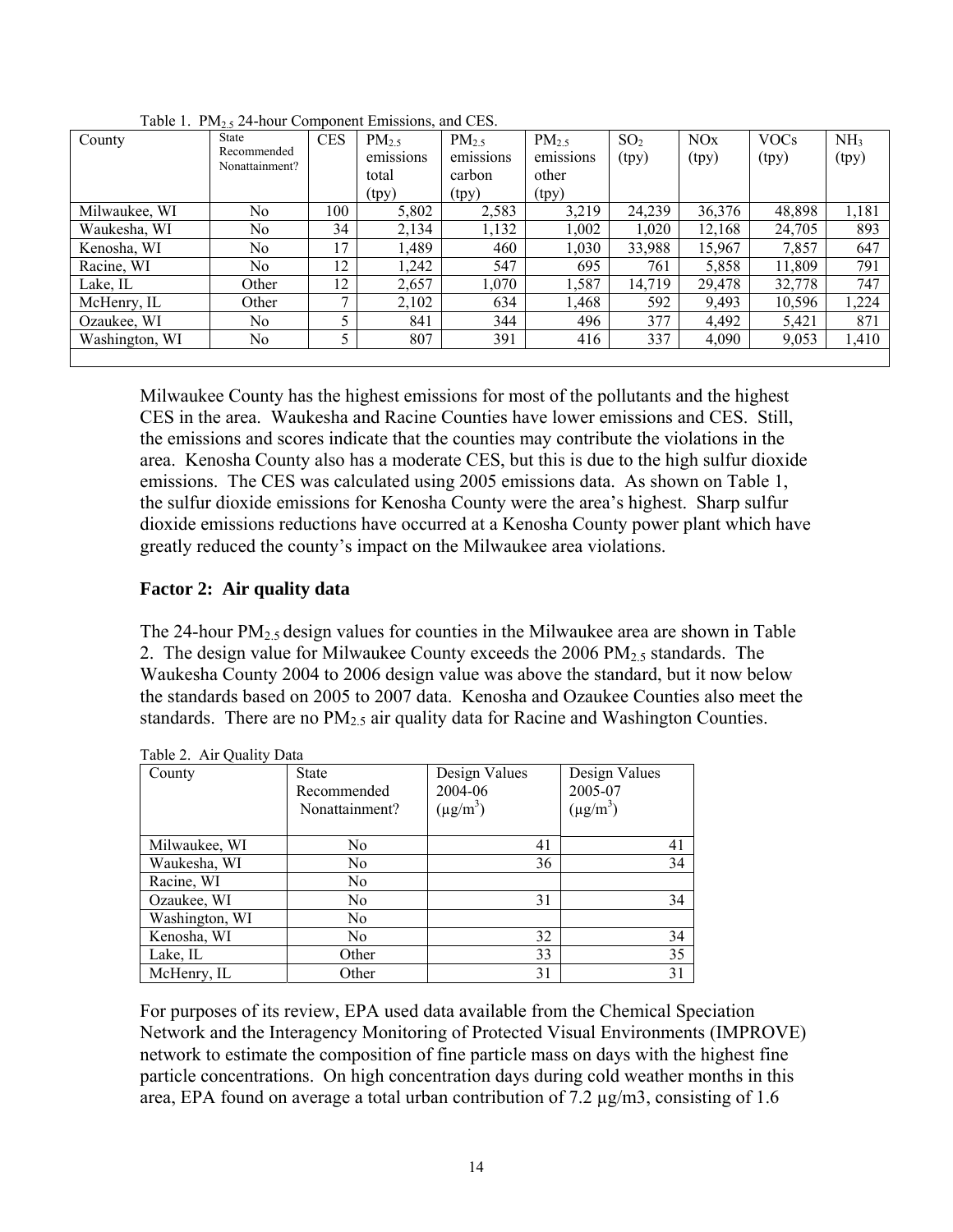Table 1. $PM_{2.5}$ 24-hour Component Emissions, and CES.

| County | State Recommended Nonattainment? | CES | $PM_{2.5}$ emissions total (tpy) | $PM_{2.5}$ emissions carbon (tpy) | $PM_{2.5}$ emissions other (tpy) | $SO_2$ (tpy) | NOx (tpy) | VOCs (tpy) | $NH_3$ (tpy) |
|---|---|---|---|---|---|---|---|---|---|
| Milwaukee, WI | No | 100 | 5,802 | 2,583 | 3,219 | 24,239 | 36,376 | 48,898 | 1,181 |
| Waukesha, WI | No | 34 | 2,134 | 1,132 | 1,002 | 1,020 | 12,168 | 24,705 | 893 |
| Kenosha, WI | No | 17 | 1,489 | 460 | 1,030 | 33,988 | 15,967 | 7,857 | 647 |
| Racine, WI | No | 12 | 1,242 | 547 | 695 | 761 | 5,858 | 11,809 | 791 |
| Lake, IL | Other | 12 | 2,657 | 1,070 | 1,587 | 14,719 | 29,478 | 32,778 | 747 |
| McHenry, IL | Other | 7 | 2,102 | 634 | 1,468 | 592 | 9,493 | 10,596 | 1,224 |
| Ozaukee, WI | No | 5 | 841 | 344 | 496 | 377 | 4,492 | 5,421 | 871 |
| Washington, WI | No | 5 | 807 | 391 | 416 | 337 | 4,090 | 9,053 | 1,410 |

Milwaukee County has the highest emissions for most of the pollutants and the highest CES in the area. Waukesha and Racine Counties have lower emissions and CES. Still, the emissions and scores indicate that the counties may contribute the violations in the area. Kenosha County also has a moderate CES, but this is due to the high sulfur dioxide emissions. The CES was calculated using 2005 emissions data. As shown on Table 1, the sulfur dioxide emissions for Kenosha County were the area's highest. Sharp sulfur dioxide emissions reductions have occurred at a Kenosha County power plant which have greatly reduced the county's impact on the Milwaukee area violations.

### Factor 2: Air quality data

The 24-hour $PM_{2.5}$ design values for counties in the Milwaukee area are shown in Table 2. The design value for Milwaukee County exceeds the 2006 $PM_{2.5}$ standards. The Waukesha County 2004 to 2006 design value was above the standard, but it now below the standards based on 2005 to 2007 data. Kenosha and Ozaukee Counties also meet the standards. There are no $PM_{2.5}$ air quality data for Racine and Washington Counties.

Table 2. Air Quality Data

| County | State Recommended Nonattainment? | Design Values 2004-06 ($\mu g/m^3$) | Design Values 2005-07 ($\mu g/m^3$) |
|---|---|---|---|
| Milwaukee, WI | No | 41 | 41 |
| Waukesha, WI | No | 36 | 34 |
| Racine, WI | No | | |
| Ozaukee, WI | No | 31 | 34 |
| Washington, WI | No | | |
| Kenosha, WI | No | 32 | 34 |
| Lake, IL | Other | 33 | 35 |
| McHenry, IL | Other | 31 | 31 |

For purposes of its review, EPA used data available from the Chemical Speciation Network and the Interagency Monitoring of Protected Visual Environments (IMPROVE) network to estimate the composition of fine particle mass on days with the highest fine particle concentrations. On high concentration days during cold weather months in this area, EPA found on average a total urban contribution of 7.2 µg/m3, consisting of 1.6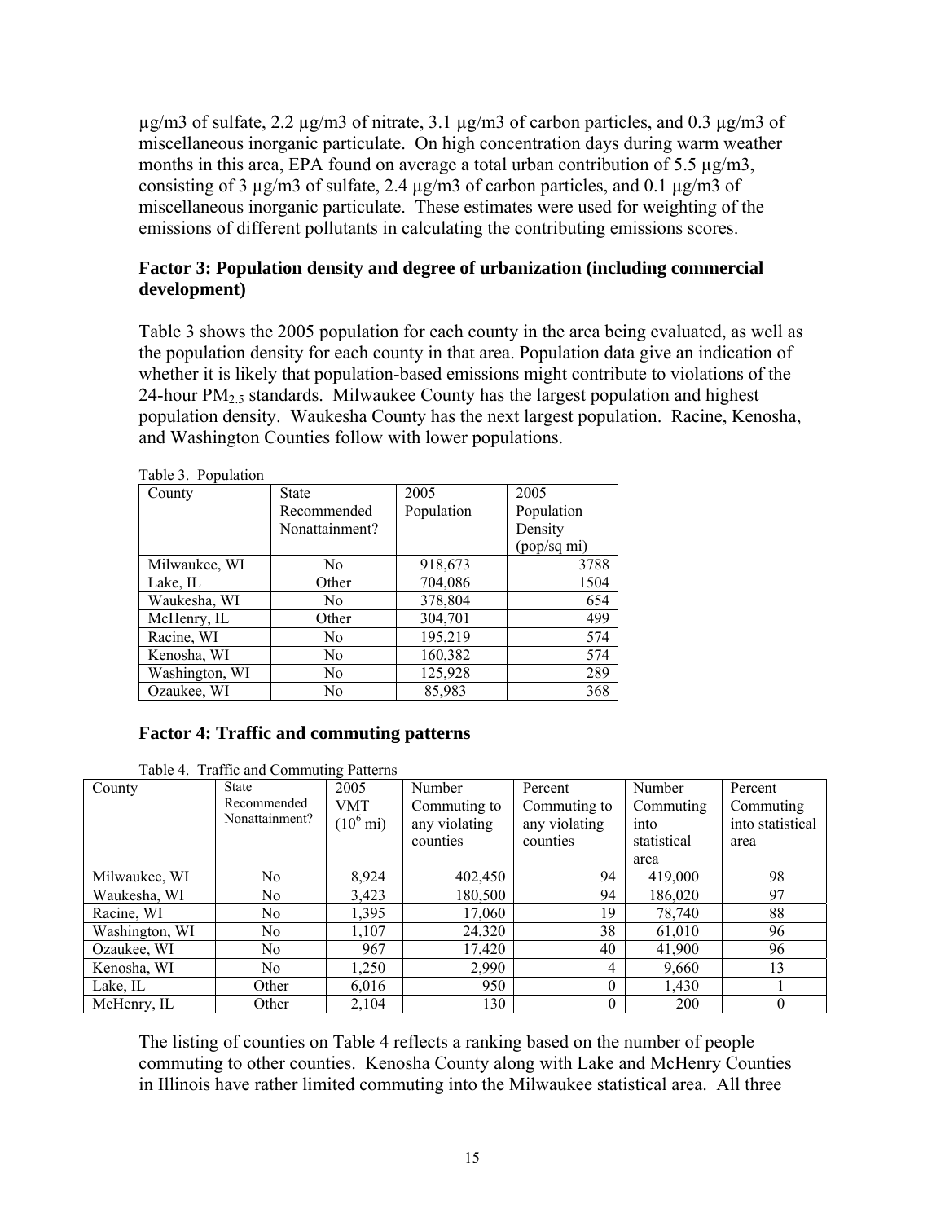µg/m3 of sulfate, 2.2 µg/m3 of nitrate, 3.1 µg/m3 of carbon particles, and 0.3 µg/m3 of miscellaneous inorganic particulate. On high concentration days during warm weather months in this area, EPA found on average a total urban contribution of 5.5 µg/m3, consisting of 3 µg/m3 of sulfate, 2.4 µg/m3 of carbon particles, and 0.1 µg/m3 of miscellaneous inorganic particulate. These estimates were used for weighting of the emissions of different pollutants in calculating the contributing emissions scores.

### Factor 3: Population density and degree of urbanization (including commercial development)

Table 3 shows the 2005 population for each county in the area being evaluated, as well as the population density for each county in that area. Population data give an indication of whether it is likely that population-based emissions might contribute to violations of the 24-hour $PM_{2.5}$ standards. Milwaukee County has the largest population and highest population density. Waukesha County has the next largest population. Racine, Kenosha, and Washington Counties follow with lower populations.

Table 3. Population

| County | State Recommended Nonattainment? | 2005 Population | 2005 Population Density (pop/sq mi) |
|---|---|---|---|
| Milwaukee, WI | No | 918,673 | 3788 |
| Lake, IL | Other | 704,086 | 1504 |
| Waukesha, WI | No | 378,804 | 654 |
| McHenry, IL | Other | 304,701 | 499 |
| Racine, WI | No | 195,219 | 574 |
| Kenosha, WI | No | 160,382 | 574 |
| Washington, WI | No | 125,928 | 289 |
| Ozaukee, WI | No | 85,983 | 368 |

### Factor 4: Traffic and commuting patterns

Table 4. Traffic and Commuting Patterns

| County | State Recommended Nonattainment? | 2005 VMT ($10^6$ mi) | Number Commuting to any violating counties | Percent Commuting to any violating counties | Number Commuting into statistical area | Percent Commuting into statistical area |
|---|---|---|---|---|---|---|
| Milwaukee, WI | No | 8,924 | 402,450 | 94 | 419,000 | 98 |
| Waukesha, WI | No | 3,423 | 180,500 | 94 | 186,020 | 97 |
| Racine, WI | No | 1,395 | 17,060 | 19 | 78,740 | 88 |
| Washington, WI | No | 1,107 | 24,320 | 38 | 61,010 | 96 |
| Ozaukee, WI | No | 967 | 17,420 | 40 | 41,900 | 96 |
| Kenosha, WI | No | 1,250 | 2,990 | 4 | 9,660 | 13 |
| Lake, IL | Other | 6,016 | 950 | 0 | 1,430 | 1 |
| McHenry, IL | Other | 2,104 | 130 | 0 | 200 | 0 |

The listing of counties on Table 4 reflects a ranking based on the number of people commuting to other counties. Kenosha County along with Lake and McHenry Counties in Illinois have rather limited commuting into the Milwaukee statistical area. All three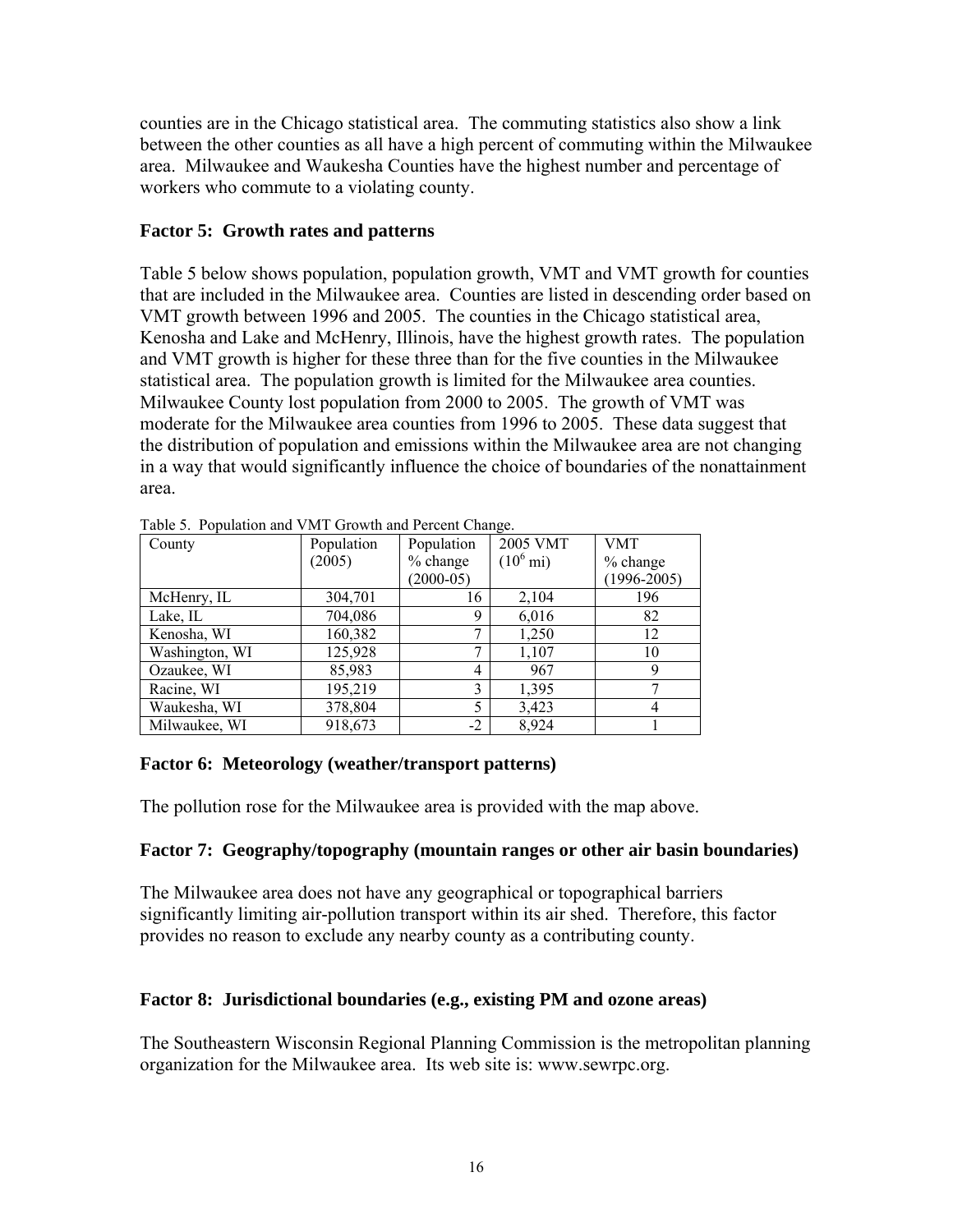counties are in the Chicago statistical area. The commuting statistics also show a link between the other counties as all have a high percent of commuting within the Milwaukee area. Milwaukee and Waukesha Counties have the highest number and percentage of workers who commute to a violating county.

## Factor 5: Growth rates and patterns

Table 5 below shows population, population growth, VMT and VMT growth for counties that are included in the Milwaukee area. Counties are listed in descending order based on VMT growth between 1996 and 2005. The counties in the Chicago statistical area, Kenosha and Lake and McHenry, Illinois, have the highest growth rates. The population and VMT growth is higher for these three than for the five counties in the Milwaukee statistical area. The population growth is limited for the Milwaukee area counties. Milwaukee County lost population from 2000 to 2005. The growth of VMT was moderate for the Milwaukee area counties from 1996 to 2005. These data suggest that the distribution of population and emissions within the Milwaukee area are not changing in a way that would significantly influence the choice of boundaries of the nonattainment area.

Table 5. Population and VMT Growth and Percent Change.

| County | Population (2005) | Population % change (2000-05) | 2005 VMT ($10^6$ mi) | VMT % change (1996-2005) |
|---|---|---|---|---|
| McHenry, IL | 304,701 | 16 | 2,104 | 196 |
| Lake, IL | 704,086 | 9 | 6,016 | 82 |
| Kenosha, WI | 160,382 | 7 | 1,250 | 12 |
| Washington, WI | 125,928 | 7 | 1,107 | 10 |
| Ozaukee, WI | 85,983 | 4 | 967 | 9 |
| Racine, WI | 195,219 | 3 | 1,395 | 7 |
| Waukesha, WI | 378,804 | 5 | 3,423 | 4 |
| Milwaukee, WI | 918,673 | -2 | 8,924 | 1 |

## Factor 6: Meteorology (weather/transport patterns)

The pollution rose for the Milwaukee area is provided with the map above.

## Factor 7: Geography/topography (mountain ranges or other air basin boundaries)

The Milwaukee area does not have any geographical or topographical barriers significantly limiting air-pollution transport within its air shed. Therefore, this factor provides no reason to exclude any nearby county as a contributing county.

## Factor 8: Jurisdictional boundaries (e.g., existing PM and ozone areas)

The Southeastern Wisconsin Regional Planning Commission is the metropolitan planning organization for the Milwaukee area. Its web site is: www.sewrpc.org.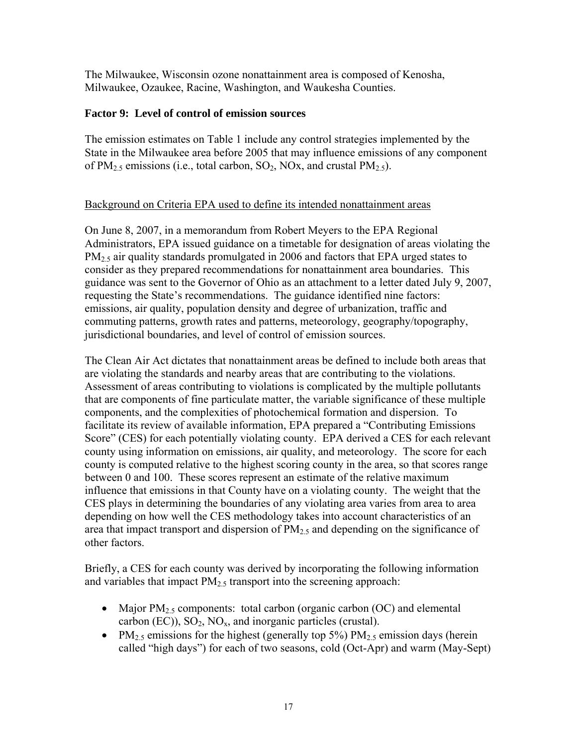The Milwaukee, Wisconsin ozone nonattainment area is composed of Kenosha, Milwaukee, Ozaukee, Racine, Washington, and Waukesha Counties.

### Factor 9: Level of control of emission sources

The emission estimates on Table 1 include any control strategies implemented by the State in the Milwaukee area before 2005 that may influence emissions of any component of $PM_{2.5}$ emissions (i.e., total carbon, $SO_2$, NOx, and crustal $PM_{2.5}$).

<u>Background on Criteria EPA used to define its intended nonattainment areas</u>

On June 8, 2007, in a memorandum from Robert Meyers to the EPA Regional Administrators, EPA issued guidance on a timetable for designation of areas violating the $PM_{2.5}$ air quality standards promulgated in 2006 and factors that EPA urged states to consider as they prepared recommendations for nonattainment area boundaries. This guidance was sent to the Governor of Ohio as an attachment to a letter dated July 9, 2007, requesting the State's recommendations. The guidance identified nine factors: emissions, air quality, population density and degree of urbanization, traffic and commuting patterns, growth rates and patterns, meteorology, geography/topography, jurisdictional boundaries, and level of control of emission sources.

The Clean Air Act dictates that nonattainment areas be defined to include both areas that are violating the standards and nearby areas that are contributing to the violations. Assessment of areas contributing to violations is complicated by the multiple pollutants that are components of fine particulate matter, the variable significance of these multiple components, and the complexities of photochemical formation and dispersion. To facilitate its review of available information, EPA prepared a "Contributing Emissions Score" (CES) for each potentially violating county. EPA derived a CES for each relevant county using information on emissions, air quality, and meteorology. The score for each county is computed relative to the highest scoring county in the area, so that scores range between 0 and 100. These scores represent an estimate of the relative maximum influence that emissions in that County have on a violating county. The weight that the CES plays in determining the boundaries of any violating area varies from area to area depending on how well the CES methodology takes into account characteristics of an area that impact transport and dispersion of $PM_{2.5}$ and depending on the significance of other factors.

Briefly, a CES for each county was derived by incorporating the following information and variables that impact $PM_{2.5}$ transport into the screening approach:

- Major $PM_{2.5}$ components: total carbon (organic carbon (OC) and elemental carbon (EC)), $SO_2$, $NO_x$, and inorganic particles (crustal).
- $PM_{2.5}$ emissions for the highest (generally top 5%) $PM_{2.5}$ emission days (herein called "high days") for each of two seasons, cold (Oct-Apr) and warm (May-Sept)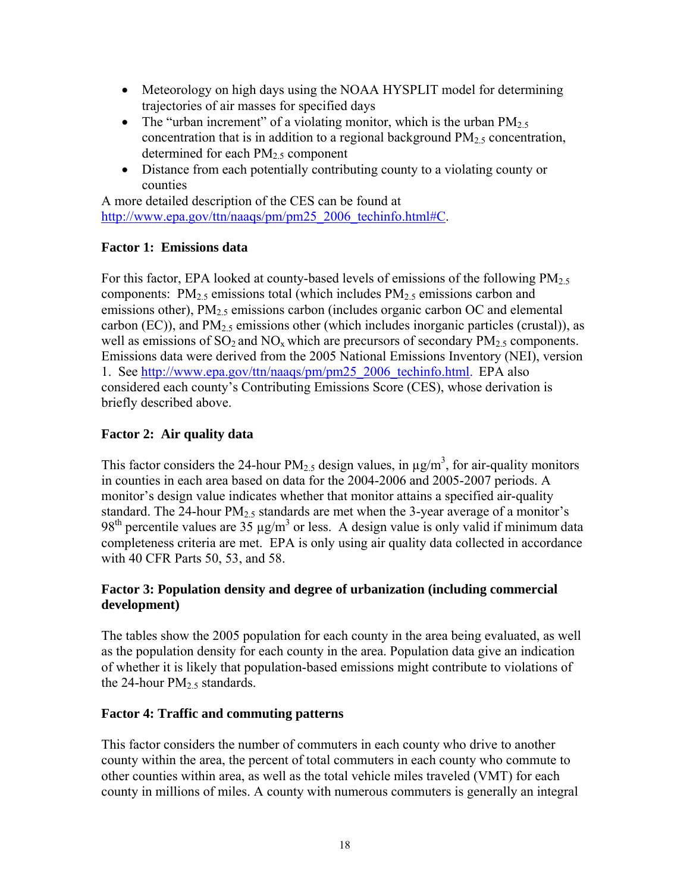- Meteorology on high days using the NOAA HYSPLIT model for determining trajectories of air masses for specified days
- The "urban increment" of a violating monitor, which is the urban $PM_{2.5}$ concentration that is in addition to a regional background $PM_{2.5}$ concentration, determined for each $PM_{2.5}$ component
- Distance from each potentially contributing county to a violating county or counties

A more detailed description of the CES can be found at http://www.epa.gov/ttn/naaqs/pm/pm25_2006_techinfo.html#C.

**Factor 1: Emissions data**

For this factor, EPA looked at county-based levels of emissions of the following $PM_{2.5}$ components: $PM_{2.5}$ emissions total (which includes $PM_{2.5}$ emissions carbon and emissions other), $PM_{2.5}$ emissions carbon (includes organic carbon OC and elemental carbon (EC)), and $PM_{2.5}$ emissions other (which includes inorganic particles (crustal)), as well as emissions of $SO_2$ and $NO_x$ which are precursors of secondary $PM_{2.5}$ components. Emissions data were derived from the 2005 National Emissions Inventory (NEI), version 1. See http://www.epa.gov/ttn/naaqs/pm/pm25_2006_techinfo.html. EPA also considered each county's Contributing Emissions Score (CES), whose derivation is briefly described above.

**Factor 2: Air quality data**

This factor considers the 24-hour $PM_{2.5}$ design values, in $\mu g/m^3$, for air-quality monitors in counties in each area based on data for the 2004-2006 and 2005-2007 periods. A monitor's design value indicates whether that monitor attains a specified air-quality standard. The 24-hour $PM_{2.5}$ standards are met when the 3-year average of a monitor's $98^{th}$ percentile values are 35 $\mu g/m^3$ or less. A design value is only valid if minimum data completeness criteria are met. EPA is only using air quality data collected in accordance with 40 CFR Parts 50, 53, and 58.

**Factor 3: Population density and degree of urbanization (including commercial development)**

The tables show the 2005 population for each county in the area being evaluated, as well as the population density for each county in the area. Population data give an indication of whether it is likely that population-based emissions might contribute to violations of the 24-hour $PM_{2.5}$ standards.

**Factor 4: Traffic and commuting patterns**

This factor considers the number of commuters in each county who drive to another county within the area, the percent of total commuters in each county who commute to other counties within area, as well as the total vehicle miles traveled (VMT) for each county in millions of miles. A county with numerous commuters is generally an integral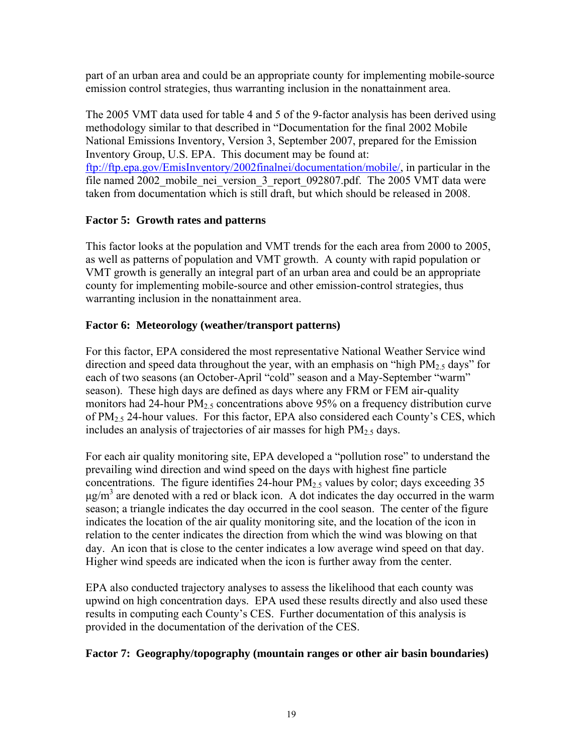part of an urban area and could be an appropriate county for implementing mobile-source emission control strategies, thus warranting inclusion in the nonattainment area.

The 2005 VMT data used for table 4 and 5 of the 9-factor analysis has been derived using methodology similar to that described in "Documentation for the final 2002 Mobile National Emissions Inventory, Version 3, September 2007, prepared for the Emission Inventory Group, U.S. EPA. This document may be found at: ftp://ftp.epa.gov/EmisInventory/2002finalnei/documentation/mobile/, in particular in the file named 2002_mobile_nei_version_3_report_092807.pdf. The 2005 VMT data were taken from documentation which is still draft, but which should be released in 2008.

**Factor 5: Growth rates and patterns**

This factor looks at the population and VMT trends for the each area from 2000 to 2005, as well as patterns of population and VMT growth. A county with rapid population or VMT growth is generally an integral part of an urban area and could be an appropriate county for implementing mobile-source and other emission-control strategies, thus warranting inclusion in the nonattainment area.

**Factor 6: Meteorology (weather/transport patterns)**

For this factor, EPA considered the most representative National Weather Service wind direction and speed data throughout the year, with an emphasis on "high $PM_{2.5}$ days" for each of two seasons (an October-April "cold" season and a May-September "warm" season). These high days are defined as days where any FRM or FEM air-quality monitors had 24-hour $PM_{2.5}$ concentrations above 95% on a frequency distribution curve of $PM_{2.5}$ 24-hour values. For this factor, EPA also considered each County's CES, which includes an analysis of trajectories of air masses for high $PM_{2.5}$ days.

For each air quality monitoring site, EPA developed a "pollution rose" to understand the prevailing wind direction and wind speed on the days with highest fine particle concentrations. The figure identifies 24-hour $PM_{2.5}$ values by color; days exceeding 35 $\mu g/m^3$ are denoted with a red or black icon. A dot indicates the day occurred in the warm season; a triangle indicates the day occurred in the cool season. The center of the figure indicates the location of the air quality monitoring site, and the location of the icon in relation to the center indicates the direction from which the wind was blowing on that day. An icon that is close to the center indicates a low average wind speed on that day. Higher wind speeds are indicated when the icon is further away from the center.

EPA also conducted trajectory analyses to assess the likelihood that each county was upwind on high concentration days. EPA used these results directly and also used these results in computing each County's CES. Further documentation of this analysis is provided in the documentation of the derivation of the CES.

**Factor 7: Geography/topography (mountain ranges or other air basin boundaries)**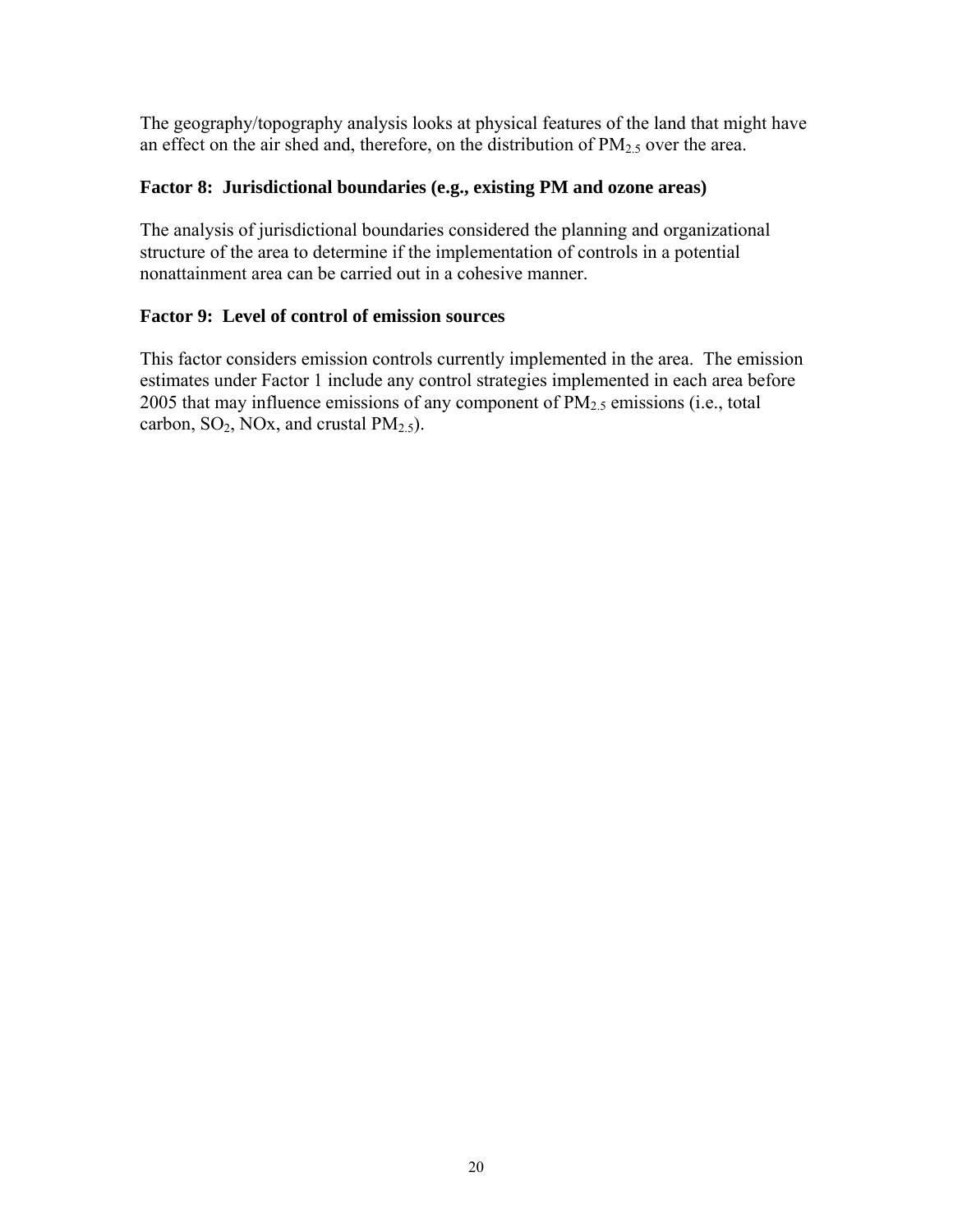The geography/topography analysis looks at physical features of the land that might have an effect on the air shed and, therefore, on the distribution of $PM_{2.5}$ over the area.

### Factor 8: Jurisdictional boundaries (e.g., existing PM and ozone areas)

The analysis of jurisdictional boundaries considered the planning and organizational structure of the area to determine if the implementation of controls in a potential nonattainment area can be carried out in a cohesive manner.

### Factor 9: Level of control of emission sources

This factor considers emission controls currently implemented in the area. The emission estimates under Factor 1 include any control strategies implemented in each area before 2005 that may influence emissions of any component of $PM_{2.5}$ emissions (i.e., total carbon, $SO_2$, NOx, and crustal $PM_{2.5}$).